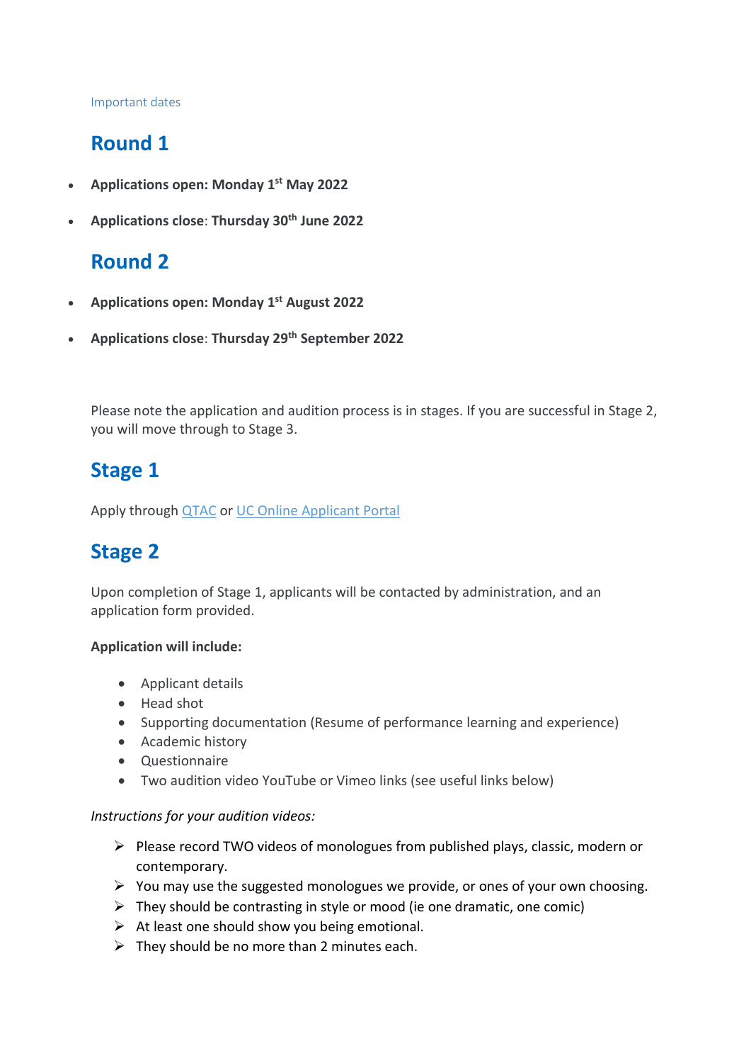Important dates

## Round 1

- **Applications open: Monday 1st May 2022**
- **Applications close: Thursday 30th June 2022**

## Round 2

- **Applications open: Monday 1st August 2022**
- **Applications close: Thursday 29th September 2022**

Please note the application and audition process is in stages. If you are successful in Stage 2, you will move through to Stage 3.

## Stage 1

Apply through QTAC or UC Online Applicant Portal

## Stage 2

Upon completion of Stage 1, applicants will be contacted by administration, and an application form provided.

**Application will include:**

- Applicant details
- Head shot
- Supporting documentation (Resume of performance learning and experience)
- Academic history
- Questionnaire
- Two audition video YouTube or Vimeo links (see useful links below)

*Instructions for your audition videos:*

- Please record TWO videos of monologues from published plays, classic, modern or contemporary.
- You may use the suggested monologues we provide, or ones of your own choosing.
- They should be contrasting in style or mood (ie one dramatic, one comic)
- At least one should show you being emotional.
- They should be no more than 2 minutes each.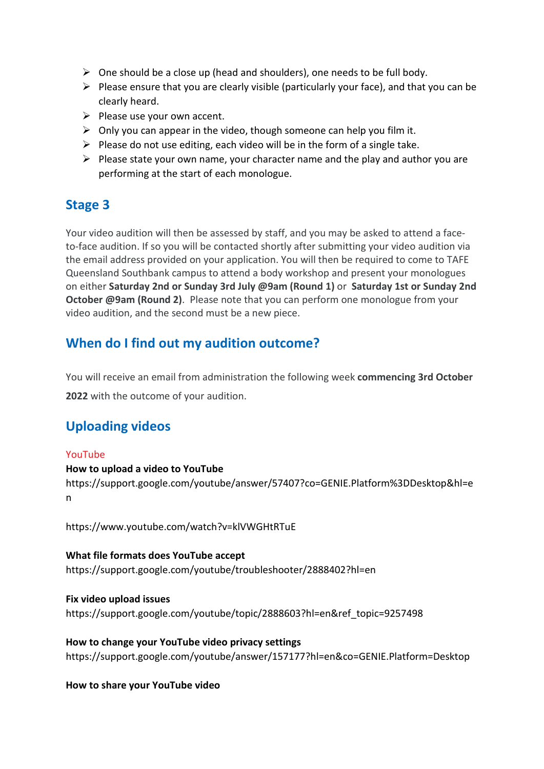- One should be a close up (head and shoulders), one needs to be full body.
- Please ensure that you are clearly visible (particularly your face), and that you can be clearly heard.
- Please use your own accent.
- Only you can appear in the video, though someone can help you film it.
- Please do not use editing, each video will be in the form of a single take.
- Please state your own name, your character name and the play and author you are performing at the start of each monologue.

## Stage 3

Your video audition will then be assessed by staff, and you may be asked to attend a face-to-face audition. If so you will be contacted shortly after submitting your video audition via the email address provided on your application. You will then be required to come to TAFE Queensland Southbank campus to attend a body workshop and present your monologues on either **Saturday 2nd or Sunday 3rd July @9am (Round 1)** or **Saturday 1st or Sunday 2nd October @9am (Round 2)**. Please note that you can perform one monologue from your video audition, and the second must be a new piece.

## When do I find out my audition outcome?

You will receive an email from administration the following week **commencing 3rd October 2022** with the outcome of your audition.

## Uploading videos

YouTube

**How to upload a video to YouTube**
https://support.google.com/youtube/answer/57407?co=GENIE.Platform%3DDesktop&hl=en

https://www.youtube.com/watch?v=klVWGHtRTuE

**What file formats does YouTube accept**
https://support.google.com/youtube/troubleshooter/2888402?hl=en

**Fix video upload issues**
https://support.google.com/youtube/topic/2888603?hl=en&ref_topic=9257498

**How to change your YouTube video privacy settings**
https://support.google.com/youtube/answer/157177?hl=en&co=GENIE.Platform=Desktop

**How to share your YouTube video**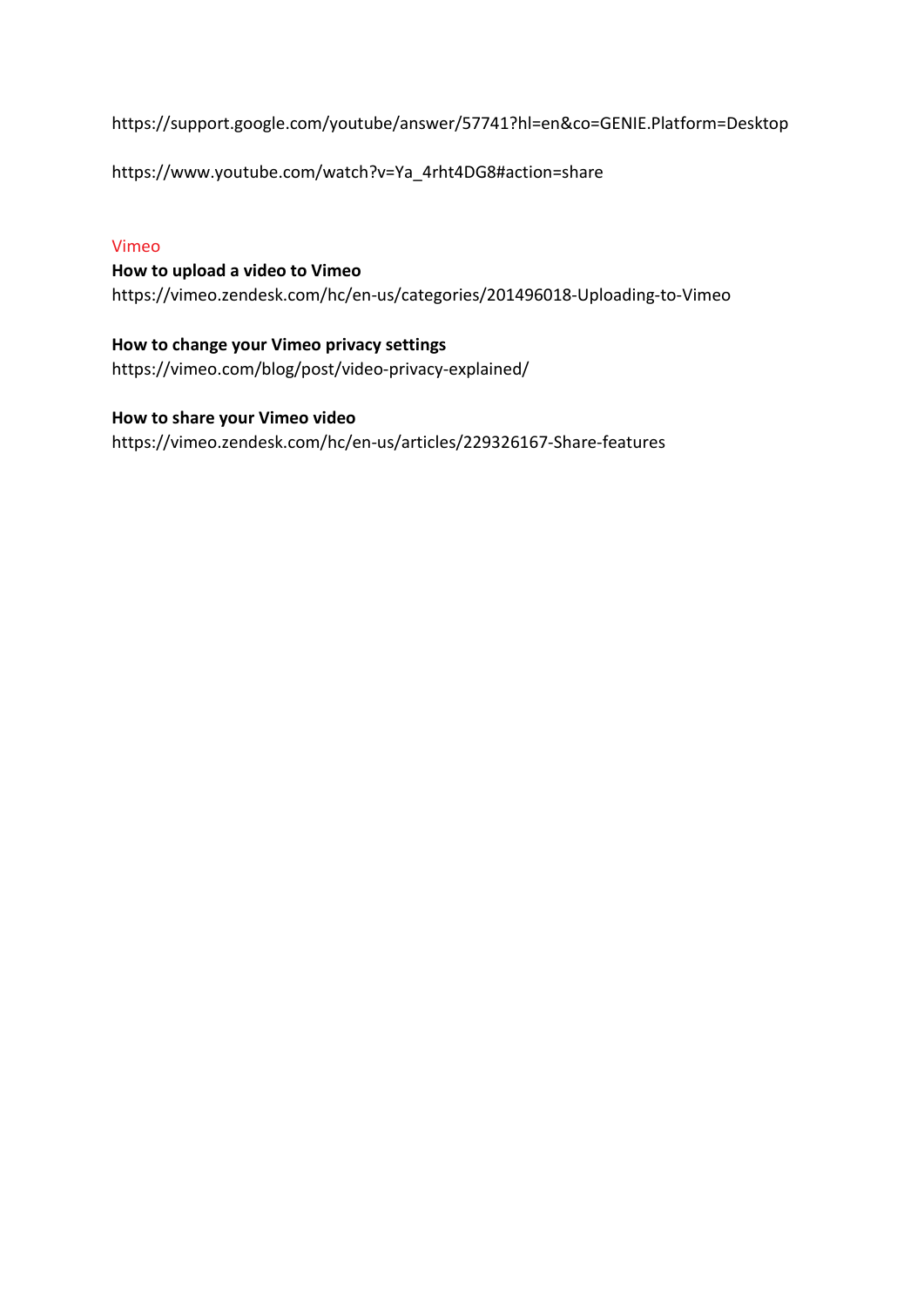https://support.google.com/youtube/answer/57741?hl=en&co=GENIE.Platform=Desktop

https://www.youtube.com/watch?v=Ya_4rht4DG8#action=share

## Vimeo

**How to upload a video to Vimeo**
https://vimeo.zendesk.com/hc/en-us/categories/201496018-Uploading-to-Vimeo

**How to change your Vimeo privacy settings**
https://vimeo.com/blog/post/video-privacy-explained/

**How to share your Vimeo video**
https://vimeo.zendesk.com/hc/en-us/articles/229326167-Share-features